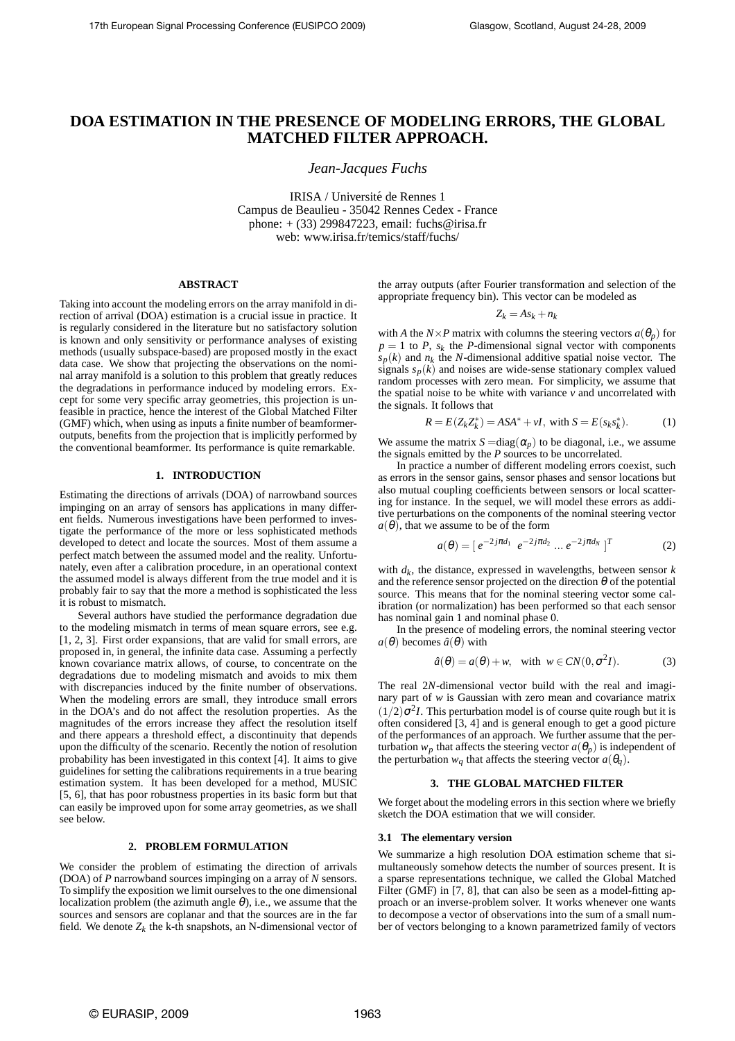# DOA ESTIMATION IN THE PRESENCE OF MODELING ERRORS, THE GLOBAL MATCHED FILTER APPROACH.

*Jean-Jacques Fuchs*

IRISA / Université de Rennes 1
Campus de Beaulieu - 35042 Rennes Cedex - France
phone: + (33) 299847223, email: fuchs@irisa.fr
web: www.irisa.fr/temics/staff/fuchs/

## ABSTRACT

Taking into account the modeling errors on the array manifold in direction of arrival (DOA) estimation is a crucial issue in practice. It is regularly considered in the literature but no satisfactory solution is known and only sensitivity or performance analyses of existing methods (usually subspace-based) are proposed mostly in the exact data case. We show that projecting the observations on the nominal array manifold is a solution to this problem that greatly reduces the degradations in performance induced by modeling errors. Except for some very specific array geometries, this projection is unfeasible in practice, hence the interest of the Global Matched Filter (GMF) which, when using as inputs a finite number of beamformer-outputs, benefits from the projection that is implicitly performed by the conventional beamformer. Its performance is quite remarkable.

## 1. INTRODUCTION

Estimating the directions of arrivals (DOA) of narrowband sources impinging on an array of sensors has applications in many different fields. Numerous investigations have been performed to investigate the performance of the more or less sophisticated methods developed to detect and locate the sources. Most of them assume a perfect match between the assumed model and the reality. Unfortunately, even after a calibration procedure, in an operational context the assumed model is always different from the true model and it is probably fair to say that the more a method is sophisticated the less it is robust to mismatch.

Several authors have studied the performance degradation due to the modeling mismatch in terms of mean square errors, see e.g. [1, 2, 3]. First order expansions, that are valid for small errors, are proposed in, in general, the infinite data case. Assuming a perfectly known covariance matrix allows, of course, to concentrate on the degradations due to modeling mismatch and avoids to mix them with discrepancies induced by the finite number of observations. When the modeling errors are small, they introduce small errors in the DOA's and do not affect the resolution properties. As the magnitudes of the errors increase they affect the resolution itself and there appears a threshold effect, a discontinuity that depends upon the difficulty of the scenario. Recently the notion of resolution probability has been investigated in this context [4]. It aims to give guidelines for setting the calibrations requirements in a true bearing estimation system. It has been developed for a method, MUSIC [5, 6], that has poor robustness properties in its basic form but that can easily be improved upon for some array geometries, as we shall see below.

## 2. PROBLEM FORMULATION

We consider the problem of estimating the direction of arrivals (DOA) of $P$ narrowband sources impinging on an array of $N$ sensors. To simplify the exposition we limit ourselves to the one dimensional localization problem (the azimuth angle $\theta$), i.e., we assume that the sources and sensors are coplanar and that the sources are in the far field. We denote $Z_k$ the k-th snapshots, an N-dimensional vector of the array outputs (after Fourier transformation and selection of the appropriate frequency bin). This vector can be modeled as

$$Z_k = As_k + n_k$$

with $A$ the $N \times P$ matrix with columns the steering vectors $a(\theta_p)$ for $p = 1$ to $P$, $s_k$ the $P$-dimensional signal vector with components $s_p(k)$ and $n_k$ the $N$-dimensional additive spatial noise vector. The signals $s_p(k)$ and noises are wide-sense stationary complex valued random processes with zero mean. For simplicity, we assume that the spatial noise to be white with variance $v$ and uncorrelated with the signals. It follows that

$$R = E(Z_k Z_k^*) = ASA^* + vI, \text{ with } S = E(s_k s_k^*). \tag{1}$$

We assume the matrix $S = \text{diag}(\alpha_p)$ to be diagonal, i.e., we assume the signals emitted by the $P$ sources to be uncorrelated.

In practice a number of different modeling errors coexist, such as errors in the sensor gains, sensor phases and sensor locations but also mutual coupling coefficients between sensors or local scattering for instance. In the sequel, we will model these errors as additive perturbations on the components of the nominal steering vector $a(\theta)$, that we assume to be of the form

$$a(\theta) = [\, e^{-2j\pi d_1} \;\; e^{-2j\pi d_2} \ldots e^{-2j\pi d_N} \,]^T \tag{2}$$

with $d_k$, the distance, expressed in wavelengths, between sensor $k$ and the reference sensor projected on the direction $\theta$ of the potential source. This means that for the nominal steering vector some calibration (or normalization) has been performed so that each sensor has nominal gain 1 and nominal phase 0.

In the presence of modeling errors, the nominal steering vector $a(\theta)$ becomes $\hat{a}(\theta)$ with

$$\hat{a}(\theta) = a(\theta) + w, \quad \text{with } w \in CN(0, \sigma^2 I). \tag{3}$$

The real $2N$-dimensional vector build with the real and imaginary part of $w$ is Gaussian with zero mean and covariance matrix $(1/2)\sigma^2 I$. This perturbation model is of course quite rough but it is often considered [3, 4] and is general enough to get a good picture of the performances of an approach. We further assume that the perturbation $w_p$ that affects the steering vector $a(\theta_p)$ is independent of the perturbation $w_q$ that affects the steering vector $a(\theta_q)$.

## 3. THE GLOBAL MATCHED FILTER

We forget about the modeling errors in this section where we briefly sketch the DOA estimation that we will consider.

### 3.1 The elementary version

We summarize a high resolution DOA estimation scheme that simultaneously somehow detects the number of sources present. It is a sparse representations technique, we called the Global Matched Filter (GMF) in [7, 8], that can also be seen as a model-fitting approach or an inverse-problem solver. It works whenever one wants to decompose a vector of observations into the sum of a small number of vectors belonging to a known parametrized family of vectors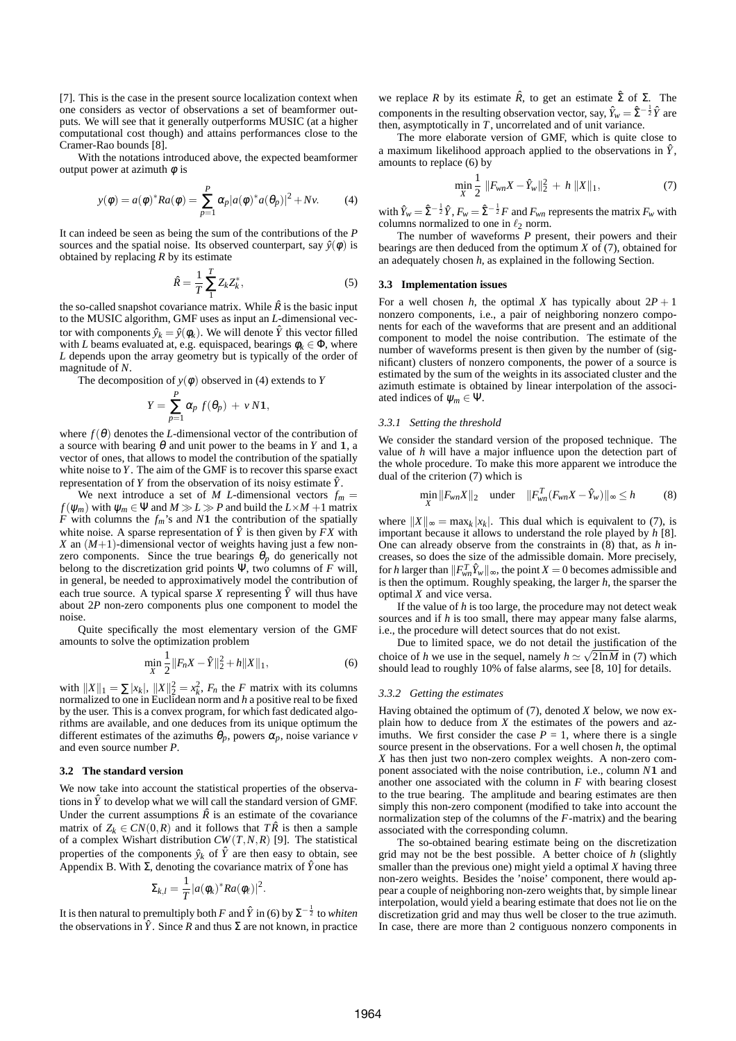[7]. This is the case in the present source localization context when one considers as vector of observations a set of beamformer outputs. We will see that it generally outperforms MUSIC (at a higher computational cost though) and attains performances close to the Cramer-Rao bounds [8].

With the notations introduced above, the expected beamformer output power at azimuth $\phi$ is

$$y(\phi) = a(\phi)^* R a(\phi) = \sum_{p=1}^{P} \alpha_p |a(\phi)^* a(\theta_p)|^2 + Nv. \tag{4}$$

It can indeed be seen as being the sum of the contributions of the $P$ sources and the spatial noise. Its observed counterpart, say $\hat{y}(\phi)$ is obtained by replacing $R$ by its estimate

$$\hat{R} = \frac{1}{T} \sum_{1}^{T} Z_k Z_k^*, \tag{5}$$

the so-called snapshot covariance matrix. While $\hat{R}$ is the basic input to the MUSIC algorithm, GMF uses as input an $L$-dimensional vector with components $\hat{y}_k = \hat{y}(\phi_k)$. We will denote $\hat{Y}$ this vector filled with $L$ beams evaluated at, e.g. equispaced, bearings $\phi_k \in \Phi$, where $L$ depends upon the array geometry but is typically of the order of magnitude of $N$.

The decomposition of $y(\phi)$ observed in (4) extends to $Y$

$$Y = \sum_{p=1}^{P} \alpha_p \ f(\theta_p) \ + \ v\, N\mathbf{1},$$

where $f(\theta)$ denotes the $L$-dimensional vector of the contribution of a source with bearing $\theta$ and unit power to the beams in $Y$ and $\mathbf{1}$, a vector of ones, that allows to model the contribution of the spatially white noise to $Y$. The aim of the GMF is to recover this sparse exact representation of $Y$ from the observation of its noisy estimate $\hat{Y}$.

We next introduce a set of $M$ $L$-dimensional vectors $f_m = f(\psi_m)$ with $\psi_m \in \Psi$ and $M \gg L \gg P$ and build the $L \times M+1$ matrix $F$ with columns the $f_m$'s and $N\mathbf{1}$ the contribution of the spatially white noise. A sparse representation of $\hat{Y}$ is then given by $FX$ with $X$ an $(M+1)$-dimensional vector of weights having just a few nonzero components. Since the true bearings $\theta_p$ do generically not belong to the discretization grid points $\Psi$, two columns of $F$ will, in general, be needed to approximatively model the contribution of each true source. A typical sparse $X$ representing $\hat{Y}$ will thus have about $2P$ non-zero components plus one component to model the noise.

Quite specifically the most elementary version of the GMF amounts to solve the optimization problem

$$\min_X \frac{1}{2} \|F_n X - \hat{Y}\|_2^2 + h \|X\|_1, \tag{6}$$

with $\|X\|_1 = \sum |x_k|$, $\|X\|_2^2 = x_k^2$, $F_n$ the $F$ matrix with its columns normalized to one in Euclidean norm and $h$ a positive real to be fixed by the user. This is a convex program, for which fast dedicated algorithms are available, and one deduces from its unique optimum the different estimates of the azimuths $\theta_p$, powers $\alpha_p$, noise variance $v$ and even source number $P$.

### 3.2 The standard version

We now take into account the statistical properties of the observations in $\hat{Y}$ to develop what we will call the standard version of GMF. Under the current assumptions $\hat{R}$ is an estimate of the covariance matrix of $Z_k \in CN(0,R)$ and it follows that $T\hat{R}$ is then a sample of a complex Wishart distribution $CW(T,N,R)$ [9]. The statistical properties of the components $\hat{y}_k$ of $\hat{Y}$ are then easy to obtain, see Appendix B. With $\Sigma$, denoting the covariance matrix of $\hat{Y}$ one has

$$\Sigma_{k,l} = \frac{1}{T} |a(\phi_k)^* R a(\phi_l)|^2.$$

It is then natural to premultiply both $F$ and $\hat{Y}$ in (6) by $\Sigma^{-\frac{1}{2}}$ to *whiten* the observations in $\hat{Y}$. Since $R$ and thus $\Sigma$ are not known, in practice we replace $R$ by its estimate $\hat{R}$, to get an estimate $\hat{\Sigma}$ of $\Sigma$. The components in the resulting observation vector, say, $\hat{Y}_w = \hat{\Sigma}^{-\frac{1}{2}} \hat{Y}$ are then, asymptotically in $T$, uncorrelated and of unit variance.

The more elaborate version of GMF, which is quite close to a maximum likelihood approach applied to the observations in $\hat{Y}$, amounts to replace (6) by

$$\min_X \frac{1}{2} \ \|F_{wn} X - \hat{Y}_w\|_2^2 \ + \ h \ \|X\|_1, \tag{7}$$

with $\hat{Y}_w = \hat{\Sigma}^{-\frac{1}{2}} \hat{Y}$, $F_w = \hat{\Sigma}^{-\frac{1}{2}} F$ and $F_{wn}$ represents the matrix $F_w$ with columns normalized to one in $\ell_2$ norm.

The number of waveforms $P$ present, their powers and their bearings are then deduced from the optimum $X$ of (7), obtained for an adequately chosen $h$, as explained in the following Section.

### 3.3 Implementation issues

For a well chosen $h$, the optimal $X$ has typically about $2P+1$ nonzero components, i.e., a pair of neighboring nonzero components for each of the waveforms that are present and an additional component to model the noise contribution. The estimate of the number of waveforms present is then given by the number of (significant) clusters of nonzero components, the power of a source is estimated by the sum of the weights in its associated cluster and the azimuth estimate is obtained by linear interpolation of the associated indices of $\psi_m \in \Psi$.

#### 3.3.1 Setting the threshold

We consider the standard version of the proposed technique. The value of $h$ will have a major influence upon the detection part of the whole procedure. To make this more apparent we introduce the dual of the criterion (7) which is

$$\min_X \|F_{wn} X\|_2 \quad \text{under} \quad \|F_{wn}^T (F_{wn} X - \hat{Y}_w)\|_\infty \le h \tag{8}$$

where $\|X\|_\infty = \max_k |x_k|$. This dual which is equivalent to (7), is important because it allows to understand the role played by $h$ [8]. One can already observe from the constraints in (8) that, as $h$ increases, so does the size of the admissible domain. More precisely, for $h$ larger than $\|F_{wn}^T \hat{Y}_w\|_\infty$, the point $X = 0$ becomes admissible and is then the optimum. Roughly speaking, the larger $h$, the sparser the optimal $X$ and vice versa.

If the value of $h$ is too large, the procedure may not detect weak sources and if $h$ is too small, there may appear many false alarms, i.e., the procedure will detect sources that do not exist.

Due to limited space, we do not detail the justification of the choice of $h$ we use in the sequel, namely $h \simeq \sqrt{2 \ln M}$ in (7) which should lead to roughly 10% of false alarms, see [8, 10] for details.

#### 3.3.2 Getting the estimates

Having obtained the optimum of (7), denoted $X$ below, we now explain how to deduce from $X$ the estimates of the powers and azimuths. We first consider the case $P = 1$, where there is a single source present in the observations. For a well chosen $h$, the optimal $X$ has then just two non-zero complex weights. A non-zero component associated with the noise contribution, i.e., column $N\mathbf{1}$ and another one associated with the column in $F$ with bearing closest to the true bearing. The amplitude and bearing estimates are then simply this non-zero component (modified to take into account the normalization step of the columns of the $F$-matrix) and the bearing associated with the corresponding column.

The so-obtained bearing estimate being on the discretization grid may not be the best possible. A better choice of $h$ (slightly smaller than the previous one) might yield a optimal $X$ having three non-zero weights. Besides the 'noise' component, there would appear a couple of neighboring non-zero weights that, by simple linear interpolation, would yield a bearing estimate that does not lie on the discretization grid and may thus well be closer to the true azimuth. In case, there are more than 2 contiguous nonzero components in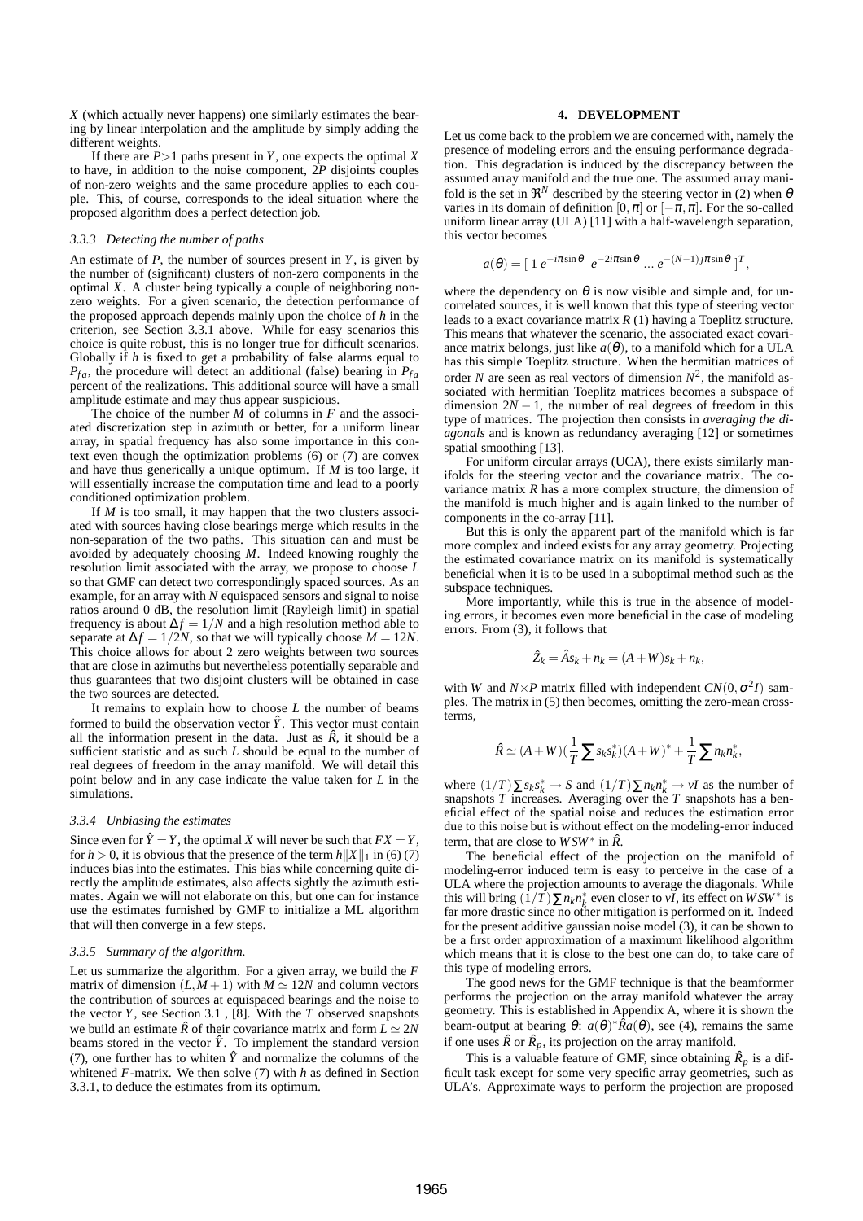$X$ (which actually never happens) one similarly estimates the bearing by linear interpolation and the amplitude by simply adding the different weights.

If there are $P>1$ paths present in $Y$, one expects the optimal $X$ to have, in addition to the noise component, $2P$ disjoints couples of non-zero weights and the same procedure applies to each couple. This, of course, corresponds to the ideal situation where the proposed algorithm does a perfect detection job.

### 3.3.3 Detecting the number of paths

An estimate of $P$, the number of sources present in $Y$, is given by the number of (significant) clusters of non-zero components in the optimal $X$. A cluster being typically a couple of neighboring non-zero weights. For a given scenario, the detection performance of the proposed approach depends mainly upon the choice of $h$ in the criterion, see Section 3.3.1 above. While for easy scenarios this choice is quite robust, this is no longer true for difficult scenarios. Globally if $h$ is fixed to get a probability of false alarms equal to $P_{fa}$, the procedure will detect an additional (false) bearing in $P_{fa}$ percent of the realizations. This additional source will have a small amplitude estimate and may thus appear suspicious.

The choice of the number $M$ of columns in $F$ and the associated discretization step in azimuth or better, for a uniform linear array, in spatial frequency has also some importance in this context even though the optimization problems (6) or (7) are convex and have thus generically a unique optimum. If $M$ is too large, it will essentially increase the computation time and lead to a poorly conditioned optimization problem.

If $M$ is too small, it may happen that the two clusters associated with sources having close bearings merge which results in the non-separation of the two paths. This situation can and must be avoided by adequately choosing $M$. Indeed knowing roughly the resolution limit associated with the array, we propose to choose $L$ so that GMF can detect two correspondingly spaced sources. As an example, for an array with $N$ equispaced sensors and signal to noise ratios around 0 dB, the resolution limit (Rayleigh limit) in spatial frequency is about $\Delta f = 1/N$ and a high resolution method able to separate at $\Delta f = 1/2N$, so that we will typically choose $M = 12N$. This choice allows for about 2 zero weights between two sources that are close in azimuths but nevertheless potentially separable and thus guarantees that two disjoint clusters will be obtained in case the two sources are detected.

It remains to explain how to choose $L$ the number of beams formed to build the observation vector $\hat{Y}$. This vector must contain all the information present in the data. Just as $\hat{R}$, it should be a sufficient statistic and as such $L$ should be equal to the number of real degrees of freedom in the array manifold. We will detail this point below and in any case indicate the value taken for $L$ in the simulations.

### 3.3.4 Unbiasing the estimates

Since even for $\hat{Y} = Y$, the optimal $X$ will never be such that $FX = Y$, for $h > 0$, it is obvious that the presence of the term $h\|X\|_1$ in (6) (7) induces bias into the estimates. This bias while concerning quite directly the amplitude estimates, also affects sightly the azimuth estimates. Again we will not elaborate on this, but one can for instance use the estimates furnished by GMF to initialize a ML algorithm that will then converge in a few steps.

### 3.3.5 Summary of the algorithm.

Let us summarize the algorithm. For a given array, we build the $F$ matrix of dimension $(L, M+1)$ with $M \simeq 12N$ and column vectors the contribution of sources at equispaced bearings and the noise to the vector $Y$, see Section 3.1 , [8]. With the $T$ observed snapshots we build an estimate $\hat{R}$ of their covariance matrix and form $L \simeq 2N$ beams stored in the vector $\hat{Y}$. To implement the standard version (7), one further has to whiten $\hat{Y}$ and normalize the columns of the whitened $F$-matrix. We then solve (7) with $h$ as defined in Section 3.3.1, to deduce the estimates from its optimum.

## 4. DEVELOPMENT

Let us come back to the problem we are concerned with, namely the presence of modeling errors and the ensuing performance degradation. This degradation is induced by the discrepancy between the assumed array manifold and the true one. The assumed array manifold is the set in $\Re^N$ described by the steering vector in (2) when $\theta$ varies in its domain of definition $[0,\pi[$ or $[-\pi,\pi]$. For the so-called uniform linear array (ULA) [11] with a half-wavelength separation, this vector becomes

$$a(\theta) = [\ 1\ e^{-i\pi \sin\theta}\ \ e^{-2i\pi \sin\theta}\ \dots\ e^{-(N-1)j\pi \sin\theta}\ ]^T,$$

where the dependency on $\theta$ is now visible and simple and, for uncorrelated sources, it is well known that this type of steering vector leads to a exact covariance matrix $R$ (1) having a Toeplitz structure. This means that whatever the scenario, the associated exact covariance matrix belongs, just like $a(\theta)$, to a manifold which for a ULA has this simple Toeplitz structure. When the hermitian matrices of order $N$ are seen as real vectors of dimension $N^2$, the manifold associated with hermitian Toeplitz matrices becomes a subspace of dimension $2N-1$, the number of real degrees of freedom in this type of matrices. The projection then consists in *averaging the diagonals* and is known as redundancy averaging [12] or sometimes spatial smoothing [13].

For uniform circular arrays (UCA), there exists similarly manifolds for the steering vector and the covariance matrix. The covariance matrix $R$ has a more complex structure, the dimension of the manifold is much higher and is again linked to the number of components in the co-array [11].

But this is only the apparent part of the manifold which is far more complex and indeed exists for any array geometry. Projecting the estimated covariance matrix on its manifold is systematically beneficial when it is to be used in a suboptimal method such as the subspace techniques.

More importantly, while this is true in the absence of modeling errors, it becomes even more beneficial in the case of modeling errors. From (3), it follows that

$$\hat{Z}_k = \hat{A}s_k + n_k = (A+W)s_k + n_k,$$

with $W$ and $N\times P$ matrix filled with independent $CN(0,\sigma^2 I)$ samples. The matrix in (5) then becomes, omitting the zero-mean crossterms,

$$\hat{R} \simeq (A+W)\left(\frac{1}{T}\sum s_k s_k^*\right)(A+W)^* + \frac{1}{T}\sum n_k n_k^*,$$

where $(1/T)\sum s_k s_k^* \to S$ and $(1/T)\sum n_k n_k^* \to \nu I$ as the number of snapshots $T$ increases. Averaging over the $T$ snapshots has a beneficial effect of the spatial noise and reduces the estimation error due to this noise but is without effect on the modeling-error induced term, that are close to $WSW^*$ in $\hat{R}$.

The beneficial effect of the projection on the manifold of modeling-error induced term is easy to perceive in the case of a ULA where the projection amounts to average the diagonals. While this will bring $(1/T)\sum n_k n_k^*$ even closer to $\nu I$, its effect on $WSW^*$ is far more drastic since no other mitigation is performed on it. Indeed for the present additive gaussian noise model (3), it can be shown to be a first order approximation of a maximum likelihood algorithm which means that it is close to the best one can do, to take care of this type of modeling errors.

The good news for the GMF technique is that the beamformer performs the projection on the array manifold whatever the array geometry. This is established in Appendix A, where it is shown the beam-output at bearing $\theta$: $a(\theta)^*\hat{R}a(\theta)$, see (4), remains the same if one uses $\hat{R}$ or $\hat{R}_p$, its projection on the array manifold.

This is a valuable feature of GMF, since obtaining $\hat{R}_p$ is a difficult task except for some very specific array geometries, such as ULA's. Approximate ways to perform the projection are proposed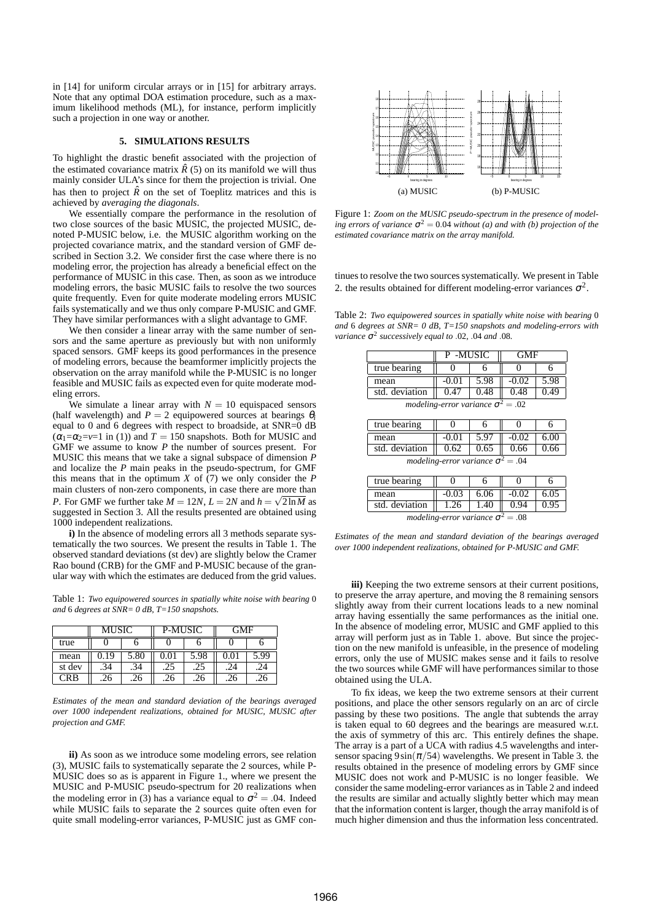in [14] for uniform circular arrays or in [15] for arbitrary arrays. Note that any optimal DOA estimation procedure, such as a maximum likelihood methods (ML), for instance, perform implicitly such a projection in one way or another.

## 5. SIMULATIONS RESULTS

To highlight the drastic benefit associated with the projection of the estimated covariance matrix $\hat{R}$ (5) on its manifold we will thus mainly consider ULA's since for them the projection is trivial. One has then to project $\hat{R}$ on the set of Toeplitz matrices and this is achieved by *averaging the diagonals*.

We essentially compare the performance in the resolution of two close sources of the basic MUSIC, the projected MUSIC, denoted P-MUSIC below, i.e. the MUSIC algorithm working on the projected covariance matrix, and the standard version of GMF described in Section 3.2. We consider first the case where there is no modeling error, the projection has already a beneficial effect on the performance of MUSIC in this case. Then, as soon as we introduce modeling errors, the basic MUSIC fails to resolve the two sources quite frequently. Even for quite moderate modeling errors MUSIC fails systematically and we thus only compare P-MUSIC and GMF. They have similar performances with a slight advantage to GMF.

We then consider a linear array with the same number of sensors and the same aperture as previously but with non uniformly spaced sensors. GMF keeps its good performances in the presence of modeling errors, because the beamformer implicitly projects the observation on the array manifold while the P-MUSIC is no longer feasible and MUSIC fails as expected even for quite moderate modeling errors.

We simulate a linear array with $N = 10$ equispaced sensors (half wavelength) and $P = 2$ equipowered sources at bearings $\theta_i$ equal to 0 and 6 degrees with respect to broadside, at SNR=0 dB ($\alpha_1$=$\alpha_2$=v=1 in (1)) and $T = 150$ snapshots. Both for MUSIC and GMF we assume to know $P$ the number of sources present. For MUSIC this means that we take a signal subspace of dimension $P$ and localize the $P$ main peaks in the pseudo-spectrum, for GMF this means that in the optimum $X$ of (7) we only consider the $P$ main clusters of non-zero components, in case there are more than $P$. For GMF we further take $M = 12N$, $L = 2N$ and $h = \sqrt{2\ln M}$ as suggested in Section 3. All the results presented are obtained using 1000 independent realizations.

**i)** In the absence of modeling errors all 3 methods separate systematically the two sources. We present the results in Table 1. The observed standard deviations (st dev) are slightly below the Cramer Rao bound (CRB) for the GMF and P-MUSIC because of the granular way with which the estimates are deduced from the grid values.

Table 1: *Two equipowered sources in spatially white noise with bearing* 0 *and* 6 *degrees at SNR= 0 dB, T=150 snapshots.*

| | MUSIC | | P-MUSIC | | GMF | |
|---|---|---|---|---|---|---|
| true | 0 | 6 | 0 | 6 | 0 | 6 |
| mean | 0.19 | 5.80 | 0.01 | 5.98 | 0.01 | 5.99 |
| st dev | .34 | .34 | .25 | .25 | .24 | .24 |
| CRB | .26 | .26 | .26 | .26 | .26 | .26 |

*Estimates of the mean and standard deviation of the bearings averaged over 1000 independent realizations, obtained for MUSIC, MUSIC after projection and GMF.*

**ii)** As soon as we introduce some modeling errors, see relation (3), MUSIC fails to systematically separate the 2 sources, while P-MUSIC does so as is apparent in Figure 1., where we present the MUSIC and P-MUSIC pseudo-spectrum for 20 realizations when the modeling error in (3) has a variance equal to $\sigma^2 = .04$. Indeed while MUSIC fails to separate the 2 sources quite often even for quite small modeling-error variances, P-MUSIC just as GMF continues to resolve the two sources systematically. We present in Table 2. the results obtained for different modeling-error variances $\sigma^2$.

(a) MUSIC (b) P-MUSIC

Figure 1: *Zoom on the MUSIC pseudo-spectrum in the presence of modeling errors of variance $\sigma^2 = 0.04$ without (a) and with (b) projection of the estimated covariance matrix on the array manifold.*

Table 2: *Two equipowered sources in spatially white noise with bearing* 0 *and* 6 *degrees at SNR= 0 dB, T=150 snapshots and modeling-errors with variance $\sigma^2$ successively equal to* .02*,* .04 *and* .08*.*

| | P -MUSIC | | GMF | |
|---|---|---|---|---|
| true bearing | 0 | 6 | 0 | 6 |
| mean | -0.01 | 5.98 | -0.02 | 5.98 |
| std. deviation | 0.47 | 0.48 | 0.48 | 0.49 |

*modeling-error variance $\sigma^2 = .02$*

| true bearing | 0 | 6 | 0 | 6 |
|---|---|---|---|---|
| mean | -0.01 | 5.97 | -0.02 | 6.00 |
| std. deviation | 0.62 | 0.65 | 0.66 | 0.66 |

*modeling-error variance $\sigma^2 = .04$*

| true bearing | 0 | 6 | 0 | 6 |
|---|---|---|---|---|
| mean | -0.03 | 6.06 | -0.02 | 6.05 |
| std. deviation | 1.26 | 1.40 | 0.94 | 0.95 |

*modeling-error variance $\sigma^2 = .08$*

*Estimates of the mean and standard deviation of the bearings averaged over 1000 independent realizations, obtained for P-MUSIC and GMF.*

**iii)** Keeping the two extreme sensors at their current positions, to preserve the array aperture, and moving the 8 remaining sensors slightly away from their current locations leads to a new nominal array having essentially the same performances as the initial one. In the absence of modeling error, MUSIC and GMF applied to this array will perform just as in Table 1. above. But since the projection on the new manifold is unfeasible, in the presence of modeling errors, only the use of MUSIC makes sense and it fails to resolve the two sources while GMF will have performances similar to those obtained using the ULA.

To fix ideas, we keep the two extreme sensors at their current positions, and place the other sensors regularly on an arc of circle passing by these two positions. The angle that subtends the array is taken equal to 60 degrees and the bearings are measured w.r.t. the axis of symmetry of this arc. This entirely defines the shape. The array is a part of a UCA with radius 4.5 wavelengths and intersensor spacing $9\sin(\pi/54)$ wavelengths. We present in Table 3. the results obtained in the presence of modeling errors by GMF since MUSIC does not work and P-MUSIC is no longer feasible. We consider the same modeling-error variances as in Table 2 and indeed the results are similar and actually slightly better which may mean that the information content is larger, though the array manifold is of much higher dimension and thus the information less concentrated.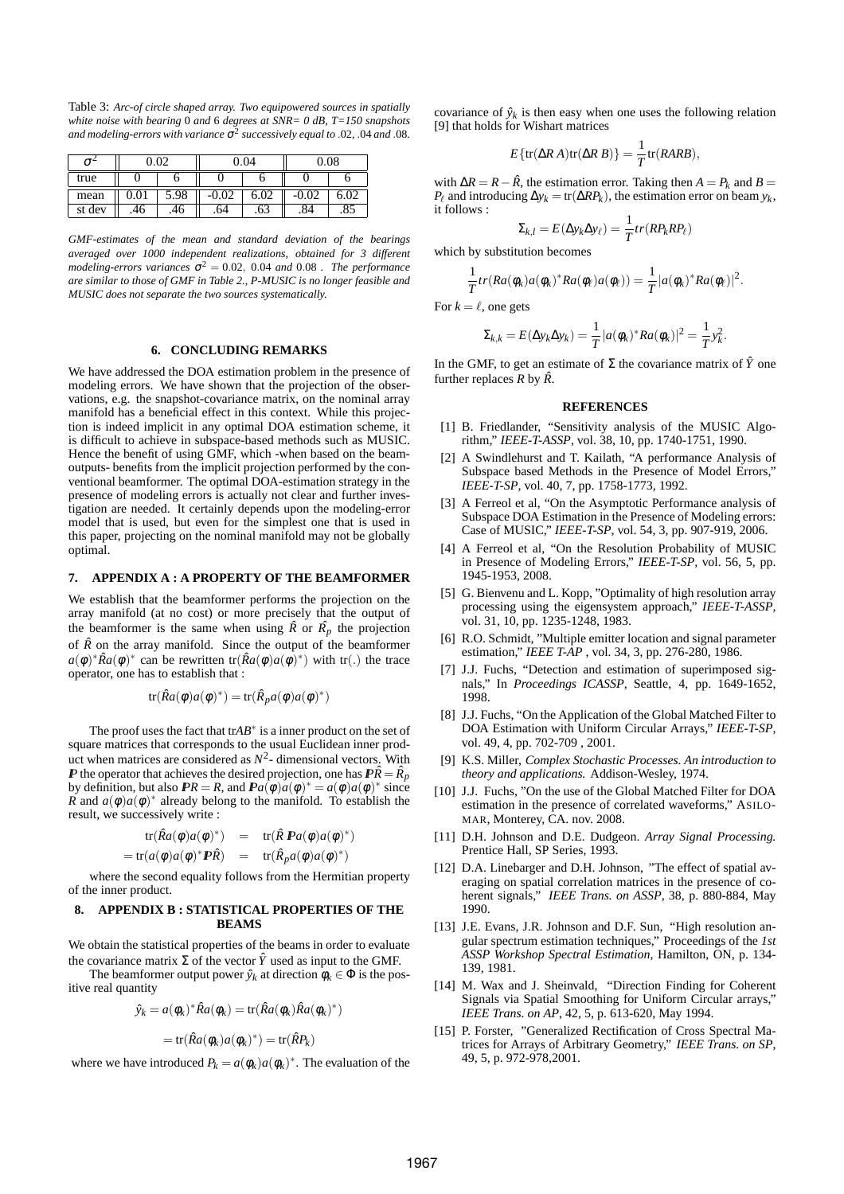Table 3: *Arc-of circle shaped array. Two equipowered sources in spatially white noise with bearing 0 and 6 degrees at SNR= 0 dB, T=150 snapshots and modeling-errors with variance $\sigma^2$ successively equal to .02, .04 and .08.*

| $\sigma^2$ | 0.02 | | 0.04 | | 0.08 | |
|---|---|---|---|---|---|---|
| true | 0 | 6 | 0 | 6 | 0 | 6 |
| mean | 0.01 | 5.98 | -0.02 | 6.02 | -0.02 | 6.02 |
| st dev | .46 | .46 | .64 | .63 | .84 | .85 |

*GMF-estimates of the mean and standard deviation of the bearings averaged over 1000 independent realizations, obtained for 3 different modeling-errors variances $\sigma^2 = 0.02,\ 0.04$ and $0.08$ . The performance are similar to those of GMF in Table 2., P-MUSIC is no longer feasible and MUSIC does not separate the two sources systematically.*

## 6. CONCLUDING REMARKS

We have addressed the DOA estimation problem in the presence of modeling errors. We have shown that the projection of the observations, e.g. the snapshot-covariance matrix, on the nominal array manifold has a beneficial effect in this context. While this projection is indeed implicit in any optimal DOA estimation scheme, it is difficult to achieve in subspace-based methods such as MUSIC. Hence the benefit of using GMF, which -when based on the beam-outputs- benefits from the implicit projection performed by the conventional beamformer. The optimal DOA-estimation strategy in the presence of modeling errors is actually not clear and further investigation are needed. It certainly depends upon the modeling-error model that is used, but even for the simplest one that is used in this paper, projecting on the nominal manifold may not be globally optimal.

## 7. APPENDIX A : A PROPERTY OF THE BEAMFORMER

We establish that the beamformer performs the projection on the array manifold (at no cost) or more precisely that the output of the beamformer is the same when using $\hat{R}$ or $\hat{R_p}$ the projection of $\hat{R}$ on the array manifold. Since the output of the beamformer $a(\phi)^*\hat{R}a(\phi)^*$ can be rewritten $\mathrm{tr}(\hat{R}a(\phi)a(\phi)^*)$ with tr(.) the trace operator, one has to establish that :

$$\mathrm{tr}(\hat{R}a(\phi)a(\phi)^*) = \mathrm{tr}(\hat{R}_p a(\phi)a(\phi)^*)$$

The proof uses the fact that $\mathrm{tr}AB^*$ is a inner product on the set of square matrices that corresponds to the usual Euclidean inner product when matrices are considered as $N^2$- dimensional vectors. With $\boldsymbol{P}$ the operator that achieves the desired projection, one has $\boldsymbol{P}\hat{R} = \hat{R}_p$ by definition, but also $\boldsymbol{P}R = R$, and $\boldsymbol{P}a(\phi)a(\phi)^* = a(\phi)a(\phi)^*$ since $R$ and $a(\phi)a(\phi)^*$ already belong to the manifold. To establish the result, we successively write :

$$\begin{aligned} \mathrm{tr}(\hat{R}a(\phi)a(\phi)^*) &= \mathrm{tr}(\hat{R}\,\boldsymbol{P}a(\phi)a(\phi)^*) \\ = \mathrm{tr}(a(\phi)a(\phi)^*\boldsymbol{P}\hat{R}) &= \mathrm{tr}(\hat{R}_p a(\phi)a(\phi)^*) \end{aligned}$$

where the second equality follows from the Hermitian property of the inner product.

## 8. APPENDIX B : STATISTICAL PROPERTIES OF THE BEAMS

We obtain the statistical properties of the beams in order to evaluate the covariance matrix $\Sigma$ of the vector $\hat{Y}$ used as input to the GMF.

The beamformer output power $\hat{y}_k$ at direction $\phi_k \in \Phi$ is the positive real quantity

$$\hat{y}_k = a(\phi_k)^*\hat{R}a(\phi_k) = \mathrm{tr}(\hat{R}a(\phi_k)\hat{R}a(\phi_k)^*)$$

$$= \mathrm{tr}(\hat{R}a(\phi_k)a(\phi_k)^*) = \mathrm{tr}(\hat{R}P_k)$$

where we have introduced $P_k = a(\phi_k)a(\phi_k)^*$. The evaluation of the covariance of $\hat{y}_k$ is then easy when one uses the following relation [9] that holds for Wishart matrices

$$E\{\mathrm{tr}(\Delta R\, A)\mathrm{tr}(\Delta R\, B)\} = \frac{1}{T}\mathrm{tr}(RARB),$$

with $\Delta R = R - \hat{R}$, the estimation error. Taking then $A = P_k$ and $B = P_\ell$ and introducing $\Delta y_k = \mathrm{tr}(\Delta R P_k)$, the estimation error on beam $y_k$, it follows :

$$\Sigma_{k,l} = E(\Delta y_k \Delta y_\ell) = \frac{1}{T}tr(RP_kRP_\ell)$$

which by substitution becomes

$$\frac{1}{T}tr(Ra(\phi_k)a(\phi_k)^*Ra(\phi_\ell)a(\phi_\ell)) = \frac{1}{T}|a(\phi_k)^*Ra(\phi_\ell)|^2.$$

For $k = \ell$, one gets

$$\Sigma_{k,k} = E(\Delta y_k \Delta y_k) = \frac{1}{T}|a(\phi_k)^*Ra(\phi_k)|^2 = \frac{1}{T}y_k^2.$$

In the GMF, to get an estimate of $\Sigma$ the covariance matrix of $\hat{Y}$ one further replaces $R$ by $\hat{R}$.

## REFERENCES

[1] B. Friedlander, "Sensitivity analysis of the MUSIC Algorithm," *IEEE-T-ASSP*, vol. 38, 10, pp. 1740-1751, 1990.

[2] A Swindlehurst and T. Kailath, "A performance Analysis of Subspace based Methods in the Presence of Model Errors," *IEEE-T-SP*, vol. 40, 7, pp. 1758-1773, 1992.

[3] A Ferreol et al, "On the Asymptotic Performance analysis of Subspace DOA Estimation in the Presence of Modeling errors: Case of MUSIC," *IEEE-T-SP*, vol. 54, 3, pp. 907-919, 2006.

[4] A Ferreol et al, "On the Resolution Probability of MUSIC in Presence of Modeling Errors," *IEEE-T-SP*, vol. 56, 5, pp. 1945-1953, 2008.

[5] G. Bienvenu and L. Kopp, "Optimality of high resolution array processing using the eigensystem approach," *IEEE-T-ASSP*, vol. 31, 10, pp. 1235-1248, 1983.

[6] R.O. Schmidt, "Multiple emitter location and signal parameter estimation," *IEEE T-AP* , vol. 34, 3, pp. 276-280, 1986.

[7] J.J. Fuchs, "Detection and estimation of superimposed signals," In *Proceedings ICASSP*, Seattle, 4, pp. 1649-1652, 1998.

[8] J.J. Fuchs, "On the Application of the Global Matched Filter to DOA Estimation with Uniform Circular Arrays," *IEEE-T-SP*, vol. 49, 4, pp. 702-709 , 2001.

[9] K.S. Miller, *Complex Stochastic Processes. An introduction to theory and applications.* Addison-Wesley, 1974.

[10] J.J. Fuchs, "On the use of the Global Matched Filter for DOA estimation in the presence of correlated waveforms," ASILOMAR, Monterey, CA. nov. 2008.

[11] D.H. Johnson and D.E. Dudgeon. *Array Signal Processing.* Prentice Hall, SP Series, 1993.

[12] D.A. Linebarger and D.H. Johnson, "The effect of spatial averaging on spatial correlation matrices in the presence of coherent signals," *IEEE Trans. on ASSP*, 38, p. 880-884, May 1990.

[13] J.E. Evans, J.R. Johnson and D.F. Sun, "High resolution angular spectrum estimation techniques," Proceedings of the *1st ASSP Workshop Spectral Estimation*, Hamilton, ON, p. 134-139, 1981.

[14] M. Wax and J. Sheinvald, "Direction Finding for Coherent Signals via Spatial Smoothing for Uniform Circular arrays," *IEEE Trans. on AP*, 42, 5, p. 613-620, May 1994.

[15] P. Forster, "Generalized Rectification of Cross Spectral Matrices for Arrays of Arbitrary Geometry," *IEEE Trans. on SP*, 49, 5, p. 972-978,2001.